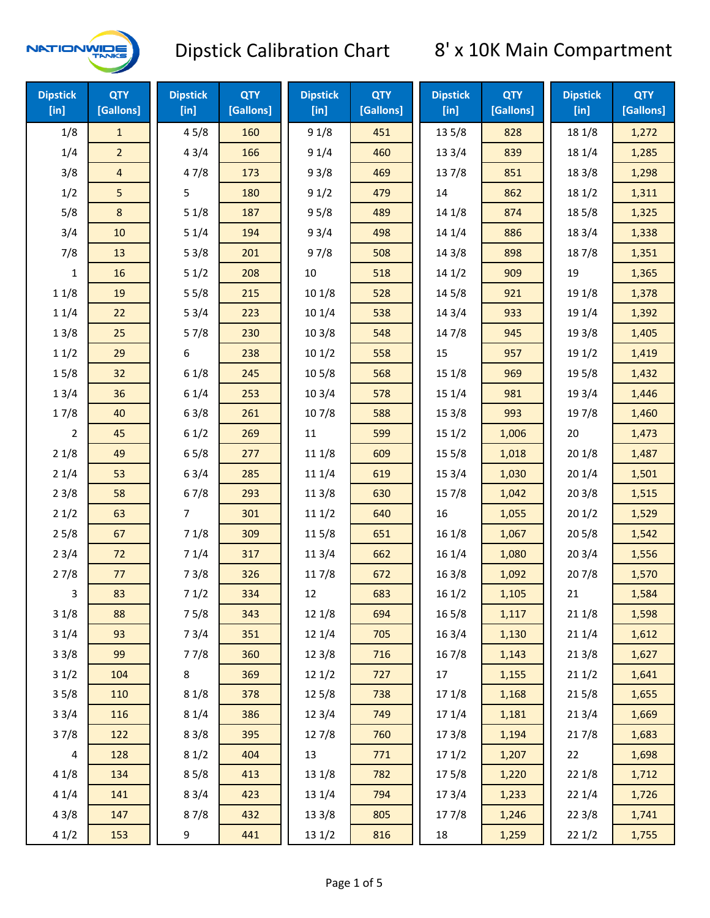# Dipstick Calibration Chart

## 8' x 10K Main Compartment

| Dipstick [in] | QTY [Gallons] |
|---|---|
| 1/8 | 1 |
| 1/4 | 2 |
| 3/8 | 4 |
| 1/2 | 5 |
| 5/8 | 8 |
| 3/4 | 10 |
| 7/8 | 13 |
| 1 | 16 |
| 1 1/8 | 19 |
| 1 1/4 | 22 |
| 1 3/8 | 25 |
| 1 1/2 | 29 |
| 1 5/8 | 32 |
| 1 3/4 | 36 |
| 1 7/8 | 40 |
| 2 | 45 |
| 2 1/8 | 49 |
| 2 1/4 | 53 |
| 2 3/8 | 58 |
| 2 1/2 | 63 |
| 2 5/8 | 67 |
| 2 3/4 | 72 |
| 2 7/8 | 77 |
| 3 | 83 |
| 3 1/8 | 88 |
| 3 1/4 | 93 |
| 3 3/8 | 99 |
| 3 1/2 | 104 |
| 3 5/8 | 110 |
| 3 3/4 | 116 |
| 3 7/8 | 122 |
| 4 | 128 |
| 4 1/8 | 134 |
| 4 1/4 | 141 |
| 4 3/8 | 147 |
| 4 1/2 | 153 |
| 4 5/8 | 160 |
| 4 3/4 | 166 |
| 4 7/8 | 173 |
| 5 | 180 |
| 5 1/8 | 187 |
| 5 1/4 | 194 |
| 5 3/8 | 201 |
| 5 1/2 | 208 |
| 5 5/8 | 215 |
| 5 3/4 | 223 |
| 5 7/8 | 230 |
| 6 | 238 |
| 6 1/8 | 245 |
| 6 1/4 | 253 |
| 6 3/8 | 261 |
| 6 1/2 | 269 |
| 6 5/8 | 277 |
| 6 3/4 | 285 |
| 6 7/8 | 293 |
| 7 | 301 |
| 7 1/8 | 309 |
| 7 1/4 | 317 |
| 7 3/8 | 326 |
| 7 1/2 | 334 |
| 7 5/8 | 343 |
| 7 3/4 | 351 |
| 7 7/8 | 360 |
| 8 | 369 |
| 8 1/8 | 378 |
| 8 1/4 | 386 |
| 8 3/8 | 395 |
| 8 1/2 | 404 |
| 8 5/8 | 413 |
| 8 3/4 | 423 |
| 8 7/8 | 432 |
| 9 | 441 |
| 9 1/8 | 451 |
| 9 1/4 | 460 |
| 9 3/8 | 469 |
| 9 1/2 | 479 |
| 9 5/8 | 489 |
| 9 3/4 | 498 |
| 9 7/8 | 508 |
| 10 | 518 |
| 10 1/8 | 528 |
| 10 1/4 | 538 |
| 10 3/8 | 548 |
| 10 1/2 | 558 |
| 10 5/8 | 568 |
| 10 3/4 | 578 |
| 10 7/8 | 588 |
| 11 | 599 |
| 11 1/8 | 609 |
| 11 1/4 | 619 |
| 11 3/8 | 630 |
| 11 1/2 | 640 |
| 11 5/8 | 651 |
| 11 3/4 | 662 |
| 11 7/8 | 672 |
| 12 | 683 |
| 12 1/8 | 694 |
| 12 1/4 | 705 |
| 12 3/8 | 716 |
| 12 1/2 | 727 |
| 12 5/8 | 738 |
| 12 3/4 | 749 |
| 12 7/8 | 760 |
| 13 | 771 |
| 13 1/8 | 782 |
| 13 1/4 | 794 |
| 13 3/8 | 805 |
| 13 1/2 | 816 |
| 13 5/8 | 828 |
| 13 3/4 | 839 |
| 13 7/8 | 851 |
| 14 | 862 |
| 14 1/8 | 874 |
| 14 1/4 | 886 |
| 14 3/8 | 898 |
| 14 1/2 | 909 |
| 14 5/8 | 921 |
| 14 3/4 | 933 |
| 14 7/8 | 945 |
| 15 | 957 |
| 15 1/8 | 969 |
| 15 1/4 | 981 |
| 15 3/8 | 993 |
| 15 1/2 | 1,006 |
| 15 5/8 | 1,018 |
| 15 3/4 | 1,030 |
| 15 7/8 | 1,042 |
| 16 | 1,055 |
| 16 1/8 | 1,067 |
| 16 1/4 | 1,080 |
| 16 3/8 | 1,092 |
| 16 1/2 | 1,105 |
| 16 5/8 | 1,117 |
| 16 3/4 | 1,130 |
| 16 7/8 | 1,143 |
| 17 | 1,155 |
| 17 1/8 | 1,168 |
| 17 1/4 | 1,181 |
| 17 3/8 | 1,194 |
| 17 1/2 | 1,207 |
| 17 5/8 | 1,220 |
| 17 3/4 | 1,233 |
| 17 7/8 | 1,246 |
| 18 | 1,259 |
| 18 1/8 | 1,272 |
| 18 1/4 | 1,285 |
| 18 3/8 | 1,298 |
| 18 1/2 | 1,311 |
| 18 5/8 | 1,325 |
| 18 3/4 | 1,338 |
| 18 7/8 | 1,351 |
| 19 | 1,365 |
| 19 1/8 | 1,378 |
| 19 1/4 | 1,392 |
| 19 3/8 | 1,405 |
| 19 1/2 | 1,419 |
| 19 5/8 | 1,432 |
| 19 3/4 | 1,446 |
| 19 7/8 | 1,460 |
| 20 | 1,473 |
| 20 1/8 | 1,487 |
| 20 1/4 | 1,501 |
| 20 3/8 | 1,515 |
| 20 1/2 | 1,529 |
| 20 5/8 | 1,542 |
| 20 3/4 | 1,556 |
| 20 7/8 | 1,570 |
| 21 | 1,584 |
| 21 1/8 | 1,598 |
| 21 1/4 | 1,612 |
| 21 3/8 | 1,627 |
| 21 1/2 | 1,641 |
| 21 5/8 | 1,655 |
| 21 3/4 | 1,669 |
| 21 7/8 | 1,683 |
| 22 | 1,698 |
| 22 1/8 | 1,712 |
| 22 1/4 | 1,726 |
| 22 3/8 | 1,741 |
| 22 1/2 | 1,755 |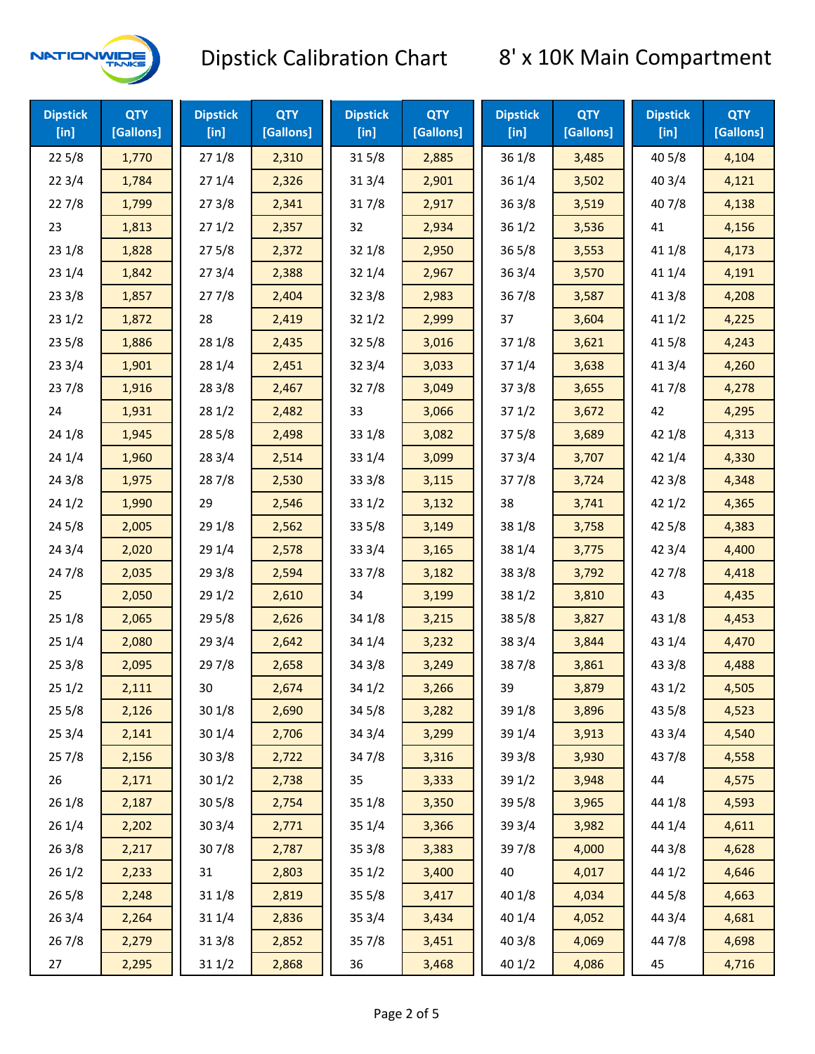# Dipstick Calibration Chart

## 8' x 10K Main Compartment

| Dipstick [in] | QTY [Gallons] | Dipstick [in] | QTY [Gallons] | Dipstick [in] | QTY [Gallons] | Dipstick [in] | QTY [Gallons] | Dipstick [in] | QTY [Gallons] |
|---|---|---|---|---|---|---|---|---|---|
| 22 5/8 | 1,770 | 27 1/8 | 2,310 | 31 5/8 | 2,885 | 36 1/8 | 3,485 | 40 5/8 | 4,104 |
| 22 3/4 | 1,784 | 27 1/4 | 2,326 | 31 3/4 | 2,901 | 36 1/4 | 3,502 | 40 3/4 | 4,121 |
| 22 7/8 | 1,799 | 27 3/8 | 2,341 | 31 7/8 | 2,917 | 36 3/8 | 3,519 | 40 7/8 | 4,138 |
| 23 | 1,813 | 27 1/2 | 2,357 | 32 | 2,934 | 36 1/2 | 3,536 | 41 | 4,156 |
| 23 1/8 | 1,828 | 27 5/8 | 2,372 | 32 1/8 | 2,950 | 36 5/8 | 3,553 | 41 1/8 | 4,173 |
| 23 1/4 | 1,842 | 27 3/4 | 2,388 | 32 1/4 | 2,967 | 36 3/4 | 3,570 | 41 1/4 | 4,191 |
| 23 3/8 | 1,857 | 27 7/8 | 2,404 | 32 3/8 | 2,983 | 36 7/8 | 3,587 | 41 3/8 | 4,208 |
| 23 1/2 | 1,872 | 28 | 2,419 | 32 1/2 | 2,999 | 37 | 3,604 | 41 1/2 | 4,225 |
| 23 5/8 | 1,886 | 28 1/8 | 2,435 | 32 5/8 | 3,016 | 37 1/8 | 3,621 | 41 5/8 | 4,243 |
| 23 3/4 | 1,901 | 28 1/4 | 2,451 | 32 3/4 | 3,033 | 37 1/4 | 3,638 | 41 3/4 | 4,260 |
| 23 7/8 | 1,916 | 28 3/8 | 2,467 | 32 7/8 | 3,049 | 37 3/8 | 3,655 | 41 7/8 | 4,278 |
| 24 | 1,931 | 28 1/2 | 2,482 | 33 | 3,066 | 37 1/2 | 3,672 | 42 | 4,295 |
| 24 1/8 | 1,945 | 28 5/8 | 2,498 | 33 1/8 | 3,082 | 37 5/8 | 3,689 | 42 1/8 | 4,313 |
| 24 1/4 | 1,960 | 28 3/4 | 2,514 | 33 1/4 | 3,099 | 37 3/4 | 3,707 | 42 1/4 | 4,330 |
| 24 3/8 | 1,975 | 28 7/8 | 2,530 | 33 3/8 | 3,115 | 37 7/8 | 3,724 | 42 3/8 | 4,348 |
| 24 1/2 | 1,990 | 29 | 2,546 | 33 1/2 | 3,132 | 38 | 3,741 | 42 1/2 | 4,365 |
| 24 5/8 | 2,005 | 29 1/8 | 2,562 | 33 5/8 | 3,149 | 38 1/8 | 3,758 | 42 5/8 | 4,383 |
| 24 3/4 | 2,020 | 29 1/4 | 2,578 | 33 3/4 | 3,165 | 38 1/4 | 3,775 | 42 3/4 | 4,400 |
| 24 7/8 | 2,035 | 29 3/8 | 2,594 | 33 7/8 | 3,182 | 38 3/8 | 3,792 | 42 7/8 | 4,418 |
| 25 | 2,050 | 29 1/2 | 2,610 | 34 | 3,199 | 38 1/2 | 3,810 | 43 | 4,435 |
| 25 1/8 | 2,065 | 29 5/8 | 2,626 | 34 1/8 | 3,215 | 38 5/8 | 3,827 | 43 1/8 | 4,453 |
| 25 1/4 | 2,080 | 29 3/4 | 2,642 | 34 1/4 | 3,232 | 38 3/4 | 3,844 | 43 1/4 | 4,470 |
| 25 3/8 | 2,095 | 29 7/8 | 2,658 | 34 3/8 | 3,249 | 38 7/8 | 3,861 | 43 3/8 | 4,488 |
| 25 1/2 | 2,111 | 30 | 2,674 | 34 1/2 | 3,266 | 39 | 3,879 | 43 1/2 | 4,505 |
| 25 5/8 | 2,126 | 30 1/8 | 2,690 | 34 5/8 | 3,282 | 39 1/8 | 3,896 | 43 5/8 | 4,523 |
| 25 3/4 | 2,141 | 30 1/4 | 2,706 | 34 3/4 | 3,299 | 39 1/4 | 3,913 | 43 3/4 | 4,540 |
| 25 7/8 | 2,156 | 30 3/8 | 2,722 | 34 7/8 | 3,316 | 39 3/8 | 3,930 | 43 7/8 | 4,558 |
| 26 | 2,171 | 30 1/2 | 2,738 | 35 | 3,333 | 39 1/2 | 3,948 | 44 | 4,575 |
| 26 1/8 | 2,187 | 30 5/8 | 2,754 | 35 1/8 | 3,350 | 39 5/8 | 3,965 | 44 1/8 | 4,593 |
| 26 1/4 | 2,202 | 30 3/4 | 2,771 | 35 1/4 | 3,366 | 39 3/4 | 3,982 | 44 1/4 | 4,611 |
| 26 3/8 | 2,217 | 30 7/8 | 2,787 | 35 3/8 | 3,383 | 39 7/8 | 4,000 | 44 3/8 | 4,628 |
| 26 1/2 | 2,233 | 31 | 2,803 | 35 1/2 | 3,400 | 40 | 4,017 | 44 1/2 | 4,646 |
| 26 5/8 | 2,248 | 31 1/8 | 2,819 | 35 5/8 | 3,417 | 40 1/8 | 4,034 | 44 5/8 | 4,663 |
| 26 3/4 | 2,264 | 31 1/4 | 2,836 | 35 3/4 | 3,434 | 40 1/4 | 4,052 | 44 3/4 | 4,681 |
| 26 7/8 | 2,279 | 31 3/8 | 2,852 | 35 7/8 | 3,451 | 40 3/8 | 4,069 | 44 7/8 | 4,698 |
| 27 | 2,295 | 31 1/2 | 2,868 | 36 | 3,468 | 40 1/2 | 4,086 | 45 | 4,716 |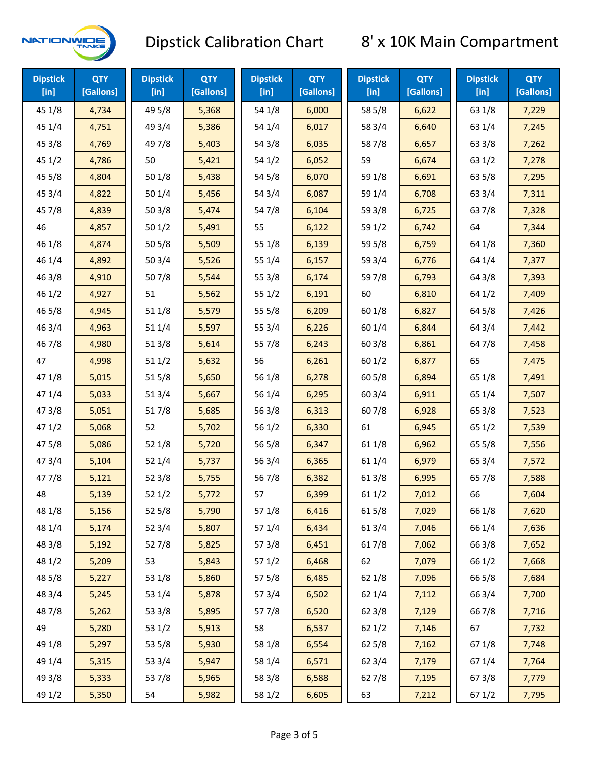# Dipstick Calibration Chart

## 8' x 10K Main Compartment

| Dipstick [in] | QTY [Gallons] | Dipstick [in] | QTY [Gallons] | Dipstick [in] | QTY [Gallons] | Dipstick [in] | QTY [Gallons] | Dipstick [in] | QTY [Gallons] |
|---|---|---|---|---|---|---|---|---|---|
| 45 1/8 | 4,734 | 49 5/8 | 5,368 | 54 1/8 | 6,000 | 58 5/8 | 6,622 | 63 1/8 | 7,229 |
| 45 1/4 | 4,751 | 49 3/4 | 5,386 | 54 1/4 | 6,017 | 58 3/4 | 6,640 | 63 1/4 | 7,245 |
| 45 3/8 | 4,769 | 49 7/8 | 5,403 | 54 3/8 | 6,035 | 58 7/8 | 6,657 | 63 3/8 | 7,262 |
| 45 1/2 | 4,786 | 50 | 5,421 | 54 1/2 | 6,052 | 59 | 6,674 | 63 1/2 | 7,278 |
| 45 5/8 | 4,804 | 50 1/8 | 5,438 | 54 5/8 | 6,070 | 59 1/8 | 6,691 | 63 5/8 | 7,295 |
| 45 3/4 | 4,822 | 50 1/4 | 5,456 | 54 3/4 | 6,087 | 59 1/4 | 6,708 | 63 3/4 | 7,311 |
| 45 7/8 | 4,839 | 50 3/8 | 5,474 | 54 7/8 | 6,104 | 59 3/8 | 6,725 | 63 7/8 | 7,328 |
| 46 | 4,857 | 50 1/2 | 5,491 | 55 | 6,122 | 59 1/2 | 6,742 | 64 | 7,344 |
| 46 1/8 | 4,874 | 50 5/8 | 5,509 | 55 1/8 | 6,139 | 59 5/8 | 6,759 | 64 1/8 | 7,360 |
| 46 1/4 | 4,892 | 50 3/4 | 5,526 | 55 1/4 | 6,157 | 59 3/4 | 6,776 | 64 1/4 | 7,377 |
| 46 3/8 | 4,910 | 50 7/8 | 5,544 | 55 3/8 | 6,174 | 59 7/8 | 6,793 | 64 3/8 | 7,393 |
| 46 1/2 | 4,927 | 51 | 5,562 | 55 1/2 | 6,191 | 60 | 6,810 | 64 1/2 | 7,409 |
| 46 5/8 | 4,945 | 51 1/8 | 5,579 | 55 5/8 | 6,209 | 60 1/8 | 6,827 | 64 5/8 | 7,426 |
| 46 3/4 | 4,963 | 51 1/4 | 5,597 | 55 3/4 | 6,226 | 60 1/4 | 6,844 | 64 3/4 | 7,442 |
| 46 7/8 | 4,980 | 51 3/8 | 5,614 | 55 7/8 | 6,243 | 60 3/8 | 6,861 | 64 7/8 | 7,458 |
| 47 | 4,998 | 51 1/2 | 5,632 | 56 | 6,261 | 60 1/2 | 6,877 | 65 | 7,475 |
| 47 1/8 | 5,015 | 51 5/8 | 5,650 | 56 1/8 | 6,278 | 60 5/8 | 6,894 | 65 1/8 | 7,491 |
| 47 1/4 | 5,033 | 51 3/4 | 5,667 | 56 1/4 | 6,295 | 60 3/4 | 6,911 | 65 1/4 | 7,507 |
| 47 3/8 | 5,051 | 51 7/8 | 5,685 | 56 3/8 | 6,313 | 60 7/8 | 6,928 | 65 3/8 | 7,523 |
| 47 1/2 | 5,068 | 52 | 5,702 | 56 1/2 | 6,330 | 61 | 6,945 | 65 1/2 | 7,539 |
| 47 5/8 | 5,086 | 52 1/8 | 5,720 | 56 5/8 | 6,347 | 61 1/8 | 6,962 | 65 5/8 | 7,556 |
| 47 3/4 | 5,104 | 52 1/4 | 5,737 | 56 3/4 | 6,365 | 61 1/4 | 6,979 | 65 3/4 | 7,572 |
| 47 7/8 | 5,121 | 52 3/8 | 5,755 | 56 7/8 | 6,382 | 61 3/8 | 6,995 | 65 7/8 | 7,588 |
| 48 | 5,139 | 52 1/2 | 5,772 | 57 | 6,399 | 61 1/2 | 7,012 | 66 | 7,604 |
| 48 1/8 | 5,156 | 52 5/8 | 5,790 | 57 1/8 | 6,416 | 61 5/8 | 7,029 | 66 1/8 | 7,620 |
| 48 1/4 | 5,174 | 52 3/4 | 5,807 | 57 1/4 | 6,434 | 61 3/4 | 7,046 | 66 1/4 | 7,636 |
| 48 3/8 | 5,192 | 52 7/8 | 5,825 | 57 3/8 | 6,451 | 61 7/8 | 7,062 | 66 3/8 | 7,652 |
| 48 1/2 | 5,209 | 53 | 5,843 | 57 1/2 | 6,468 | 62 | 7,079 | 66 1/2 | 7,668 |
| 48 5/8 | 5,227 | 53 1/8 | 5,860 | 57 5/8 | 6,485 | 62 1/8 | 7,096 | 66 5/8 | 7,684 |
| 48 3/4 | 5,245 | 53 1/4 | 5,878 | 57 3/4 | 6,502 | 62 1/4 | 7,112 | 66 3/4 | 7,700 |
| 48 7/8 | 5,262 | 53 3/8 | 5,895 | 57 7/8 | 6,520 | 62 3/8 | 7,129 | 66 7/8 | 7,716 |
| 49 | 5,280 | 53 1/2 | 5,913 | 58 | 6,537 | 62 1/2 | 7,146 | 67 | 7,732 |
| 49 1/8 | 5,297 | 53 5/8 | 5,930 | 58 1/8 | 6,554 | 62 5/8 | 7,162 | 67 1/8 | 7,748 |
| 49 1/4 | 5,315 | 53 3/4 | 5,947 | 58 1/4 | 6,571 | 62 3/4 | 7,179 | 67 1/4 | 7,764 |
| 49 3/8 | 5,333 | 53 7/8 | 5,965 | 58 3/8 | 6,588 | 62 7/8 | 7,195 | 67 3/8 | 7,779 |
| 49 1/2 | 5,350 | 54 | 5,982 | 58 1/2 | 6,605 | 63 | 7,212 | 67 1/2 | 7,795 |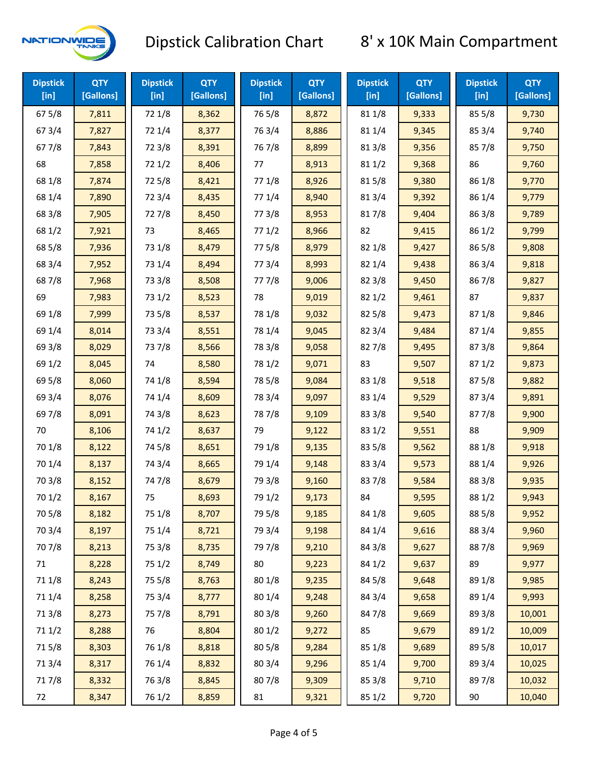# Dipstick Calibration Chart

## 8' x 10K Main Compartment

| Dipstick [in] | QTY [Gallons] | Dipstick [in] | QTY [Gallons] | Dipstick [in] | QTY [Gallons] | Dipstick [in] | QTY [Gallons] | Dipstick [in] | QTY [Gallons] |
|---|---|---|---|---|---|---|---|---|---|
| 67 5/8 | 7,811 | 72 1/8 | 8,362 | 76 5/8 | 8,872 | 81 1/8 | 9,333 | 85 5/8 | 9,730 |
| 67 3/4 | 7,827 | 72 1/4 | 8,377 | 76 3/4 | 8,886 | 81 1/4 | 9,345 | 85 3/4 | 9,740 |
| 67 7/8 | 7,843 | 72 3/8 | 8,391 | 76 7/8 | 8,899 | 81 3/8 | 9,356 | 85 7/8 | 9,750 |
| 68 | 7,858 | 72 1/2 | 8,406 | 77 | 8,913 | 81 1/2 | 9,368 | 86 | 9,760 |
| 68 1/8 | 7,874 | 72 5/8 | 8,421 | 77 1/8 | 8,926 | 81 5/8 | 9,380 | 86 1/8 | 9,770 |
| 68 1/4 | 7,890 | 72 3/4 | 8,435 | 77 1/4 | 8,940 | 81 3/4 | 9,392 | 86 1/4 | 9,779 |
| 68 3/8 | 7,905 | 72 7/8 | 8,450 | 77 3/8 | 8,953 | 81 7/8 | 9,404 | 86 3/8 | 9,789 |
| 68 1/2 | 7,921 | 73 | 8,465 | 77 1/2 | 8,966 | 82 | 9,415 | 86 1/2 | 9,799 |
| 68 5/8 | 7,936 | 73 1/8 | 8,479 | 77 5/8 | 8,979 | 82 1/8 | 9,427 | 86 5/8 | 9,808 |
| 68 3/4 | 7,952 | 73 1/4 | 8,494 | 77 3/4 | 8,993 | 82 1/4 | 9,438 | 86 3/4 | 9,818 |
| 68 7/8 | 7,968 | 73 3/8 | 8,508 | 77 7/8 | 9,006 | 82 3/8 | 9,450 | 86 7/8 | 9,827 |
| 69 | 7,983 | 73 1/2 | 8,523 | 78 | 9,019 | 82 1/2 | 9,461 | 87 | 9,837 |
| 69 1/8 | 7,999 | 73 5/8 | 8,537 | 78 1/8 | 9,032 | 82 5/8 | 9,473 | 87 1/8 | 9,846 |
| 69 1/4 | 8,014 | 73 3/4 | 8,551 | 78 1/4 | 9,045 | 82 3/4 | 9,484 | 87 1/4 | 9,855 |
| 69 3/8 | 8,029 | 73 7/8 | 8,566 | 78 3/8 | 9,058 | 82 7/8 | 9,495 | 87 3/8 | 9,864 |
| 69 1/2 | 8,045 | 74 | 8,580 | 78 1/2 | 9,071 | 83 | 9,507 | 87 1/2 | 9,873 |
| 69 5/8 | 8,060 | 74 1/8 | 8,594 | 78 5/8 | 9,084 | 83 1/8 | 9,518 | 87 5/8 | 9,882 |
| 69 3/4 | 8,076 | 74 1/4 | 8,609 | 78 3/4 | 9,097 | 83 1/4 | 9,529 | 87 3/4 | 9,891 |
| 69 7/8 | 8,091 | 74 3/8 | 8,623 | 78 7/8 | 9,109 | 83 3/8 | 9,540 | 87 7/8 | 9,900 |
| 70 | 8,106 | 74 1/2 | 8,637 | 79 | 9,122 | 83 1/2 | 9,551 | 88 | 9,909 |
| 70 1/8 | 8,122 | 74 5/8 | 8,651 | 79 1/8 | 9,135 | 83 5/8 | 9,562 | 88 1/8 | 9,918 |
| 70 1/4 | 8,137 | 74 3/4 | 8,665 | 79 1/4 | 9,148 | 83 3/4 | 9,573 | 88 1/4 | 9,926 |
| 70 3/8 | 8,152 | 74 7/8 | 8,679 | 79 3/8 | 9,160 | 83 7/8 | 9,584 | 88 3/8 | 9,935 |
| 70 1/2 | 8,167 | 75 | 8,693 | 79 1/2 | 9,173 | 84 | 9,595 | 88 1/2 | 9,943 |
| 70 5/8 | 8,182 | 75 1/8 | 8,707 | 79 5/8 | 9,185 | 84 1/8 | 9,605 | 88 5/8 | 9,952 |
| 70 3/4 | 8,197 | 75 1/4 | 8,721 | 79 3/4 | 9,198 | 84 1/4 | 9,616 | 88 3/4 | 9,960 |
| 70 7/8 | 8,213 | 75 3/8 | 8,735 | 79 7/8 | 9,210 | 84 3/8 | 9,627 | 88 7/8 | 9,969 |
| 71 | 8,228 | 75 1/2 | 8,749 | 80 | 9,223 | 84 1/2 | 9,637 | 89 | 9,977 |
| 71 1/8 | 8,243 | 75 5/8 | 8,763 | 80 1/8 | 9,235 | 84 5/8 | 9,648 | 89 1/8 | 9,985 |
| 71 1/4 | 8,258 | 75 3/4 | 8,777 | 80 1/4 | 9,248 | 84 3/4 | 9,658 | 89 1/4 | 9,993 |
| 71 3/8 | 8,273 | 75 7/8 | 8,791 | 80 3/8 | 9,260 | 84 7/8 | 9,669 | 89 3/8 | 10,001 |
| 71 1/2 | 8,288 | 76 | 8,804 | 80 1/2 | 9,272 | 85 | 9,679 | 89 1/2 | 10,009 |
| 71 5/8 | 8,303 | 76 1/8 | 8,818 | 80 5/8 | 9,284 | 85 1/8 | 9,689 | 89 5/8 | 10,017 |
| 71 3/4 | 8,317 | 76 1/4 | 8,832 | 80 3/4 | 9,296 | 85 1/4 | 9,700 | 89 3/4 | 10,025 |
| 71 7/8 | 8,332 | 76 3/8 | 8,845 | 80 7/8 | 9,309 | 85 3/8 | 9,710 | 89 7/8 | 10,032 |
| 72 | 8,347 | 76 1/2 | 8,859 | 81 | 9,321 | 85 1/2 | 9,720 | 90 | 10,040 |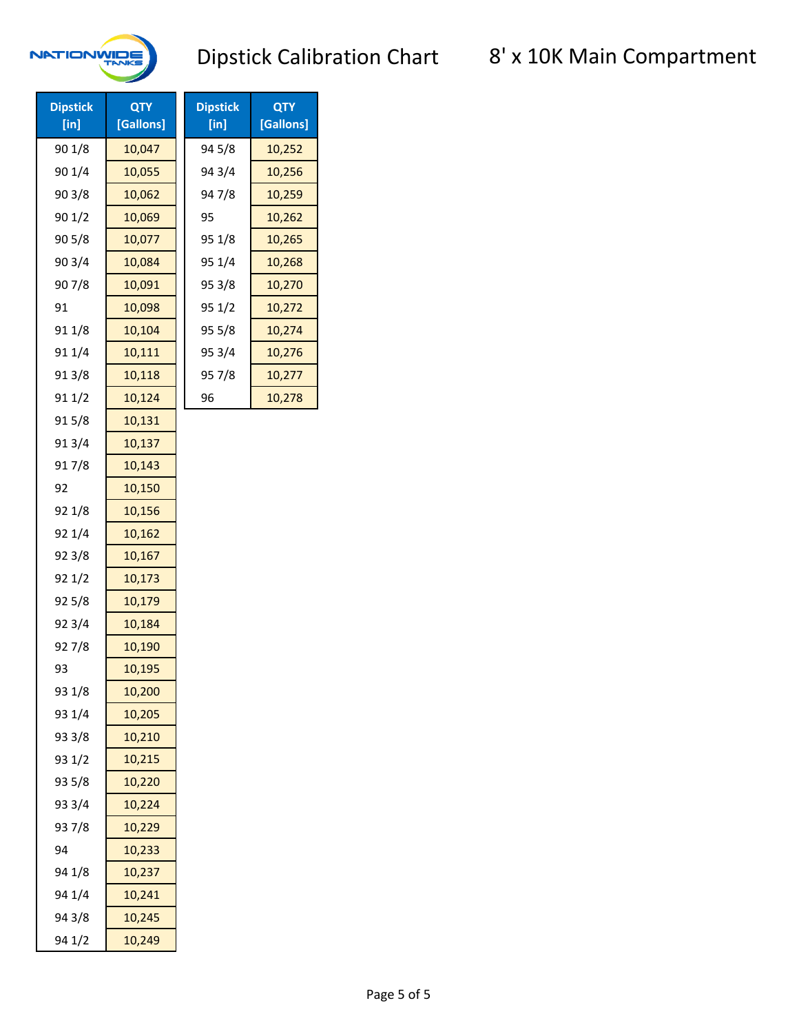# Dipstick Calibration Chart

## 8' x 10K Main Compartment

| Dipstick [in] | QTY [Gallons] |
|---|---|
| 90 1/8 | 10,047 |
| 90 1/4 | 10,055 |
| 90 3/8 | 10,062 |
| 90 1/2 | 10,069 |
| 90 5/8 | 10,077 |
| 90 3/4 | 10,084 |
| 90 7/8 | 10,091 |
| 91 | 10,098 |
| 91 1/8 | 10,104 |
| 91 1/4 | 10,111 |
| 91 3/8 | 10,118 |
| 91 1/2 | 10,124 |
| 91 5/8 | 10,131 |
| 91 3/4 | 10,137 |
| 91 7/8 | 10,143 |
| 92 | 10,150 |
| 92 1/8 | 10,156 |
| 92 1/4 | 10,162 |
| 92 3/8 | 10,167 |
| 92 1/2 | 10,173 |
| 92 5/8 | 10,179 |
| 92 3/4 | 10,184 |
| 92 7/8 | 10,190 |
| 93 | 10,195 |
| 93 1/8 | 10,200 |
| 93 1/4 | 10,205 |
| 93 3/8 | 10,210 |
| 93 1/2 | 10,215 |
| 93 5/8 | 10,220 |
| 93 3/4 | 10,224 |
| 93 7/8 | 10,229 |
| 94 | 10,233 |
| 94 1/8 | 10,237 |
| 94 1/4 | 10,241 |
| 94 3/8 | 10,245 |
| 94 1/2 | 10,249 |
| 94 5/8 | 10,252 |
| 94 3/4 | 10,256 |
| 94 7/8 | 10,259 |
| 95 | 10,262 |
| 95 1/8 | 10,265 |
| 95 1/4 | 10,268 |
| 95 3/8 | 10,270 |
| 95 1/2 | 10,272 |
| 95 5/8 | 10,274 |
| 95 3/4 | 10,276 |
| 95 7/8 | 10,277 |
| 96 | 10,278 |